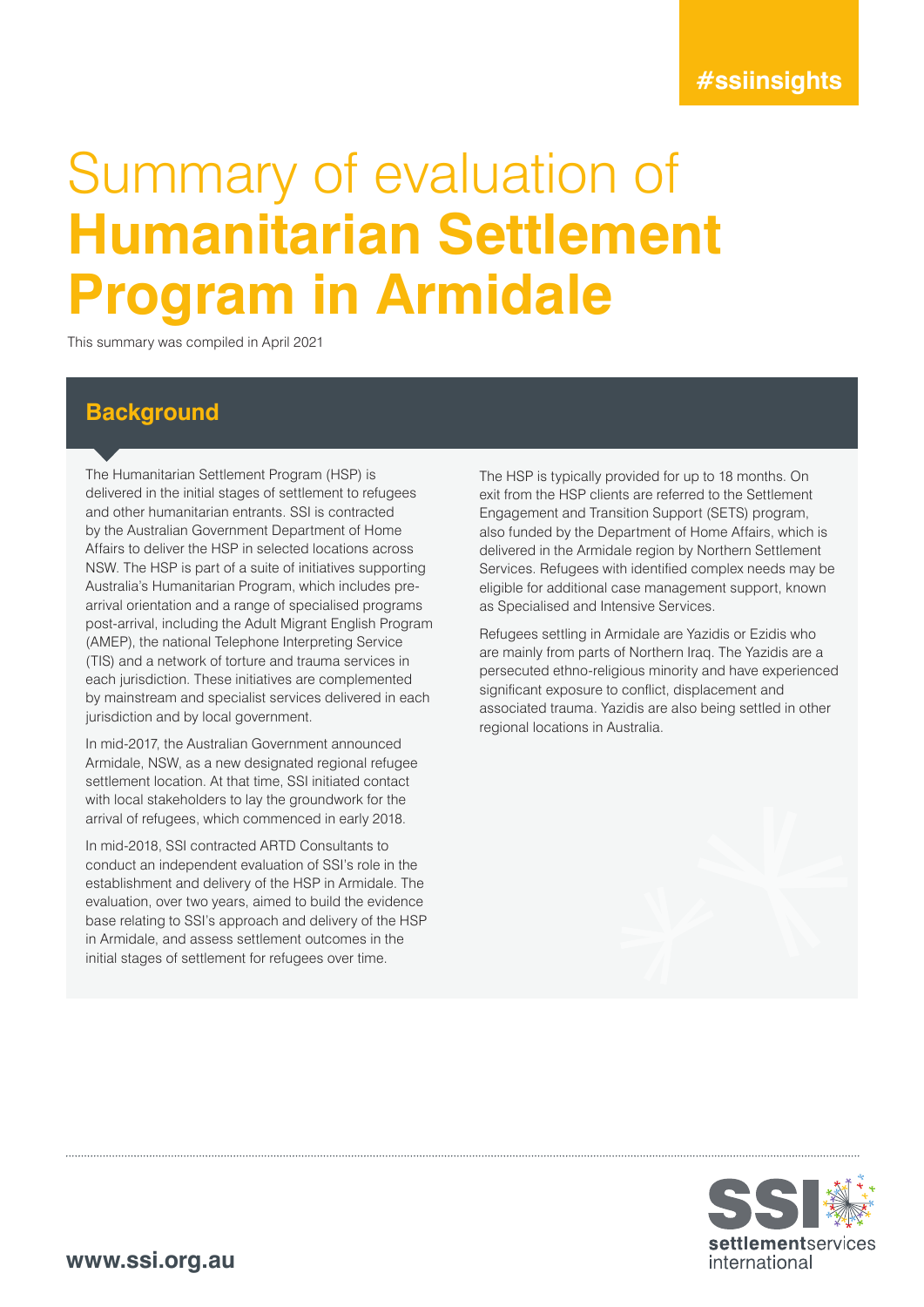#ssiinsights

# Summary of evaluation of **Humanitarian Settlement Program in Armidale**

This summary was compiled in April 2021

## Background

The Humanitarian Settlement Program (HSP) is delivered in the initial stages of settlement to refugees and other humanitarian entrants. SSI is contracted by the Australian Government Department of Home Affairs to deliver the HSP in selected locations across NSW. The HSP is part of a suite of initiatives supporting Australia's Humanitarian Program, which includes pre-arrival orientation and a range of specialised programs post-arrival, including the Adult Migrant English Program (AMEP), the national Telephone Interpreting Service (TIS) and a network of torture and trauma services in each jurisdiction. These initiatives are complemented by mainstream and specialist services delivered in each jurisdiction and by local government.

In mid-2017, the Australian Government announced Armidale, NSW, as a new designated regional refugee settlement location. At that time, SSI initiated contact with local stakeholders to lay the groundwork for the arrival of refugees, which commenced in early 2018.

In mid-2018, SSI contracted ARTD Consultants to conduct an independent evaluation of SSI's role in the establishment and delivery of the HSP in Armidale. The evaluation, over two years, aimed to build the evidence base relating to SSI's approach and delivery of the HSP in Armidale, and assess settlement outcomes in the initial stages of settlement for refugees over time.

The HSP is typically provided for up to 18 months. On exit from the HSP clients are referred to the Settlement Engagement and Transition Support (SETS) program, also funded by the Department of Home Affairs, which is delivered in the Armidale region by Northern Settlement Services. Refugees with identified complex needs may be eligible for additional case management support, known as Specialised and Intensive Services.

Refugees settling in Armidale are Yazidis or Ezidis who are mainly from parts of Northern Iraq. The Yazidis are a persecuted ethno-religious minority and have experienced significant exposure to conflict, displacement and associated trauma. Yazidis are also being settled in other regional locations in Australia.

www.ssi.org.au

SSI settlementservices international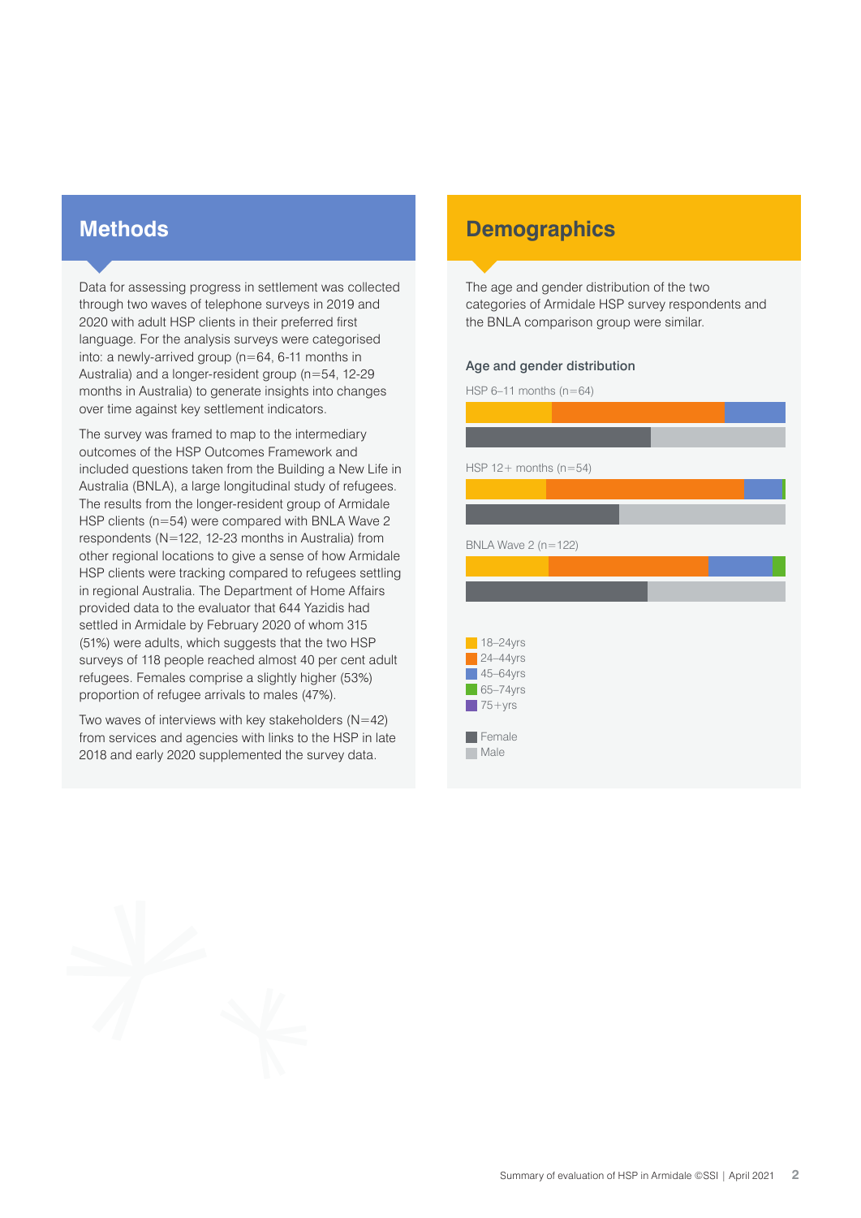## Methods

Data for assessing progress in settlement was collected through two waves of telephone surveys in 2019 and 2020 with adult HSP clients in their preferred first language. For the analysis surveys were categorised into: a newly-arrived group (n=64, 6-11 months in Australia) and a longer-resident group (n=54, 12-29 months in Australia) to generate insights into changes over time against key settlement indicators.

The survey was framed to map to the intermediary outcomes of the HSP Outcomes Framework and included questions taken from the Building a New Life in Australia (BNLA), a large longitudinal study of refugees. The results from the longer-resident group of Armidale HSP clients (n=54) were compared with BNLA Wave 2 respondents (N=122, 12-23 months in Australia) from other regional locations to give a sense of how Armidale HSP clients were tracking compared to refugees settling in regional Australia. The Department of Home Affairs provided data to the evaluator that 644 Yazidis had settled in Armidale by February 2020 of whom 315 (51%) were adults, which suggests that the two HSP surveys of 118 people reached almost 40 per cent adult refugees. Females comprise a slightly higher (53%) proportion of refugee arrivals to males (47%).

Two waves of interviews with key stakeholders (N=42) from services and agencies with links to the HSP in late 2018 and early 2020 supplemented the survey data.

## Demographics

The age and gender distribution of the two categories of Armidale HSP survey respondents and the BNLA comparison group were similar.

### Age and gender distribution

HSP 6–11 months (n=64)

HSP 12+ months (n=54)

BNLA Wave 2 (n=122)

- 18–24yrs
- 24–44yrs
- 45–64yrs
- 65–74yrs
- 75+yrs

- Female
- Male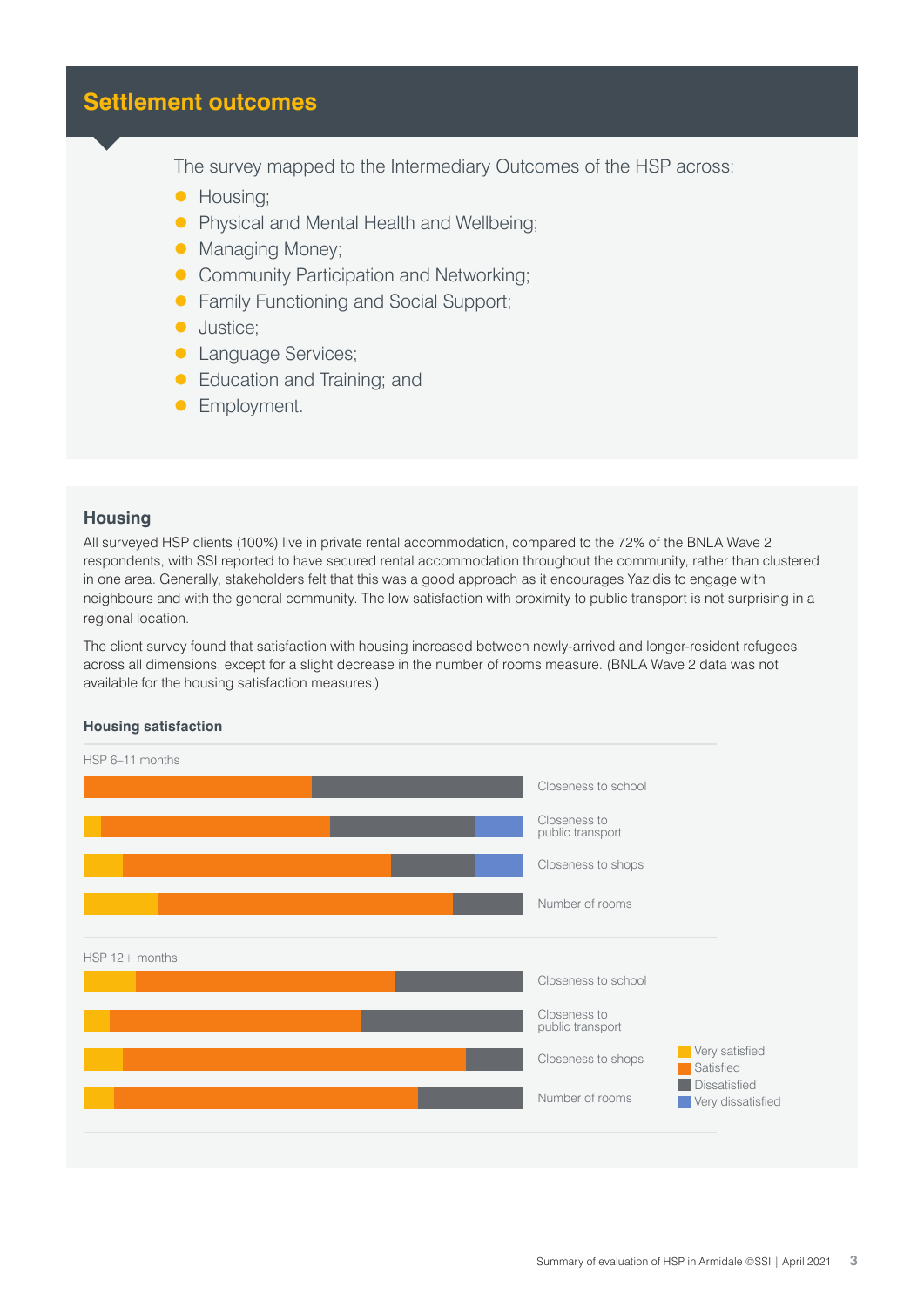## Settlement outcomes

The survey mapped to the Intermediary Outcomes of the HSP across:

- Housing;
- Physical and Mental Health and Wellbeing;
- Managing Money;
- Community Participation and Networking;
- Family Functioning and Social Support;
- Justice;
- Language Services;
- Education and Training; and
- Employment.

### Housing

All surveyed HSP clients (100%) live in private rental accommodation, compared to the 72% of the BNLA Wave 2 respondents, with SSI reported to have secured rental accommodation throughout the community, rather than clustered in one area. Generally, stakeholders felt that this was a good approach as it encourages Yazidis to engage with neighbours and with the general community. The low satisfaction with proximity to public transport is not surprising in a regional location.

The client survey found that satisfaction with housing increased between newly-arrived and longer-resident refugees across all dimensions, except for a slight decrease in the number of rooms measure. (BNLA Wave 2 data was not available for the housing satisfaction measures.)

**Housing satisfaction**

HSP 6–11 months

- Closeness to school
- Closeness to public transport
- Closeness to shops
- Number of rooms

HSP 12+ months

- Closeness to school
- Closeness to public transport
- Closeness to shops
- Number of rooms

Legend: Very satisfied, Satisfied, Dissatisfied, Very dissatisfied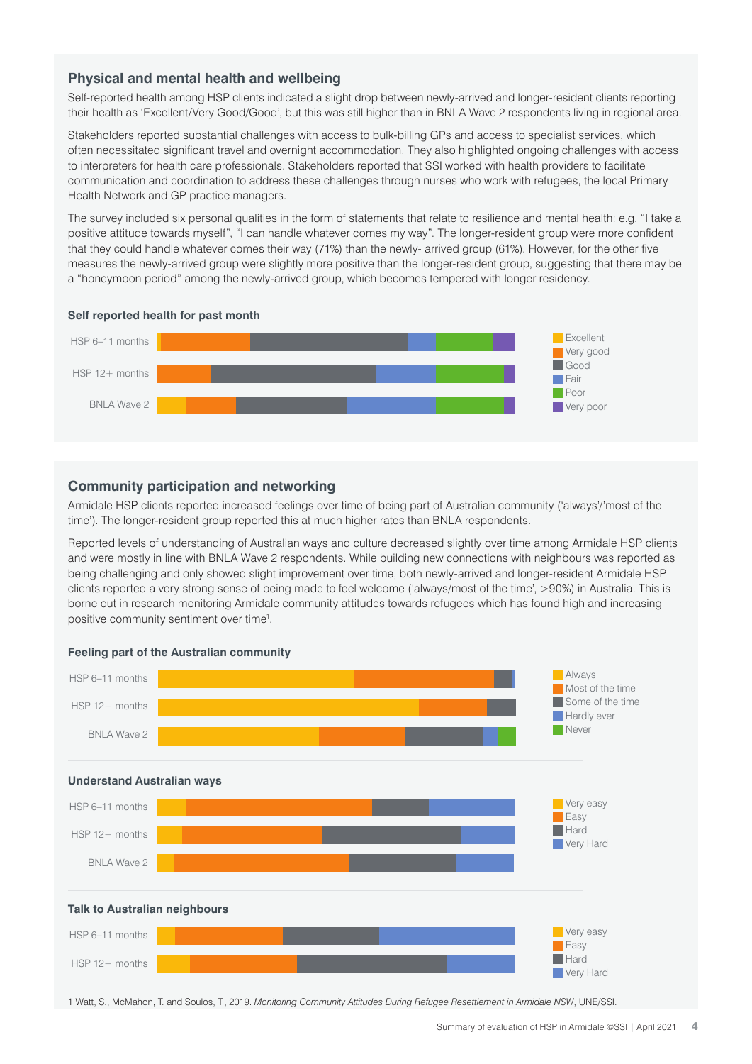## Physical and mental health and wellbeing

Self-reported health among HSP clients indicated a slight drop between newly-arrived and longer-resident clients reporting their health as 'Excellent/Very Good/Good', but this was still higher than in BNLA Wave 2 respondents living in regional area.

Stakeholders reported substantial challenges with access to bulk-billing GPs and access to specialist services, which often necessitated significant travel and overnight accommodation. They also highlighted ongoing challenges with access to interpreters for health care professionals. Stakeholders reported that SSI worked with health providers to facilitate communication and coordination to address these challenges through nurses who work with refugees, the local Primary Health Network and GP practice managers.

The survey included six personal qualities in the form of statements that relate to resilience and mental health: e.g. "I take a positive attitude towards myself", "I can handle whatever comes my way". The longer-resident group were more confident that they could handle whatever comes their way (71%) than the newly- arrived group (61%). However, for the other five measures the newly-arrived group were slightly more positive than the longer-resident group, suggesting that there may be a "honeymoon period" among the newly-arrived group, which becomes tempered with longer residency.

**Self reported health for past month**

Rows: HSP 6–11 months; HSP 12+ months; BNLA Wave 2

Legend: Excellent; Very good; Good; Fair; Poor; Very poor

## Community participation and networking

Armidale HSP clients reported increased feelings over time of being part of Australian community ('always'/'most of the time'). The longer-resident group reported this at much higher rates than BNLA respondents.

Reported levels of understanding of Australian ways and culture decreased slightly over time among Armidale HSP clients and were mostly in line with BNLA Wave 2 respondents. While building new connections with neighbours was reported as being challenging and only showed slight improvement over time, both newly-arrived and longer-resident Armidale HSP clients reported a very strong sense of being made to feel welcome ('always/most of the time', >90%) in Australia. This is borne out in research monitoring Armidale community attitudes towards refugees which has found high and increasing positive community sentiment over time[1].

**Feeling part of the Australian community**

Rows: HSP 6–11 months; HSP 12+ months; BNLA Wave 2

Legend: Always; Most of the time; Some of the time; Hardly ever; Never

**Understand Australian ways**

Rows: HSP 6–11 months; HSP 12+ months; BNLA Wave 2

Legend: Very easy; Easy; Hard; Very Hard

**Talk to Australian neighbours**

Rows: HSP 6–11 months; HSP 12+ months

Legend: Very easy; Easy; Hard; Very Hard

---

1 Watt, S., McMahon, T. and Soulos, T., 2019. *Monitoring Community Attitudes During Refugee Resettlement in Armidale NSW*, UNE/SSI.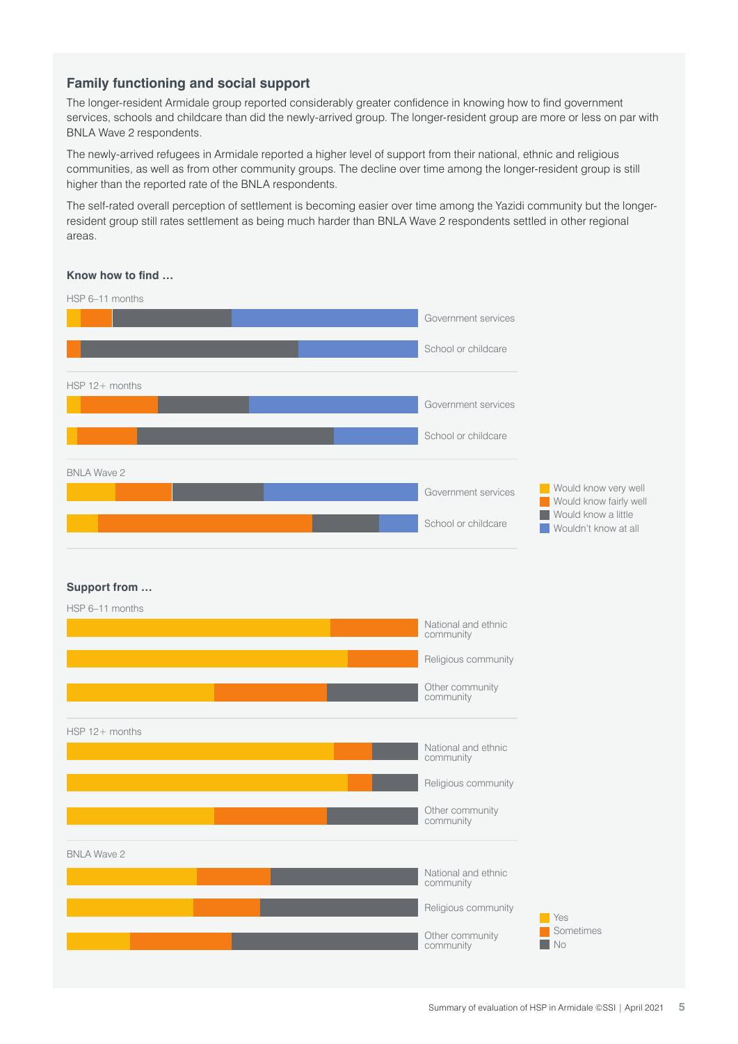## Family functioning and social support

The longer-resident Armidale group reported considerably greater confidence in knowing how to find government services, schools and childcare than did the newly-arrived group. The longer-resident group are more or less on par with BNLA Wave 2 respondents.

The newly-arrived refugees in Armidale reported a higher level of support from their national, ethnic and religious communities, as well as from other community groups. The decline over time among the longer-resident group is still higher than the reported rate of the BNLA respondents.

The self-rated overall perception of settlement is becoming easier over time among the Yazidi community but the longer-resident group still rates settlement as being much harder than BNLA Wave 2 respondents settled in other regional areas.

**Know how to find …**

HSP 6–11 months
- Government services
- School or childcare

HSP 12+ months
- Government services
- School or childcare

BNLA Wave 2
- Government services
- School or childcare

Would know very well | Would know fairly well | Would know a little | Wouldn't know at all

**Support from …**

HSP 6–11 months
- National and ethnic community
- Religious community
- Other community community

HSP 12+ months
- National and ethnic community
- Religious community
- Other community community

BNLA Wave 2
- National and ethnic community
- Religious community
- Other community community

Yes | Sometimes | No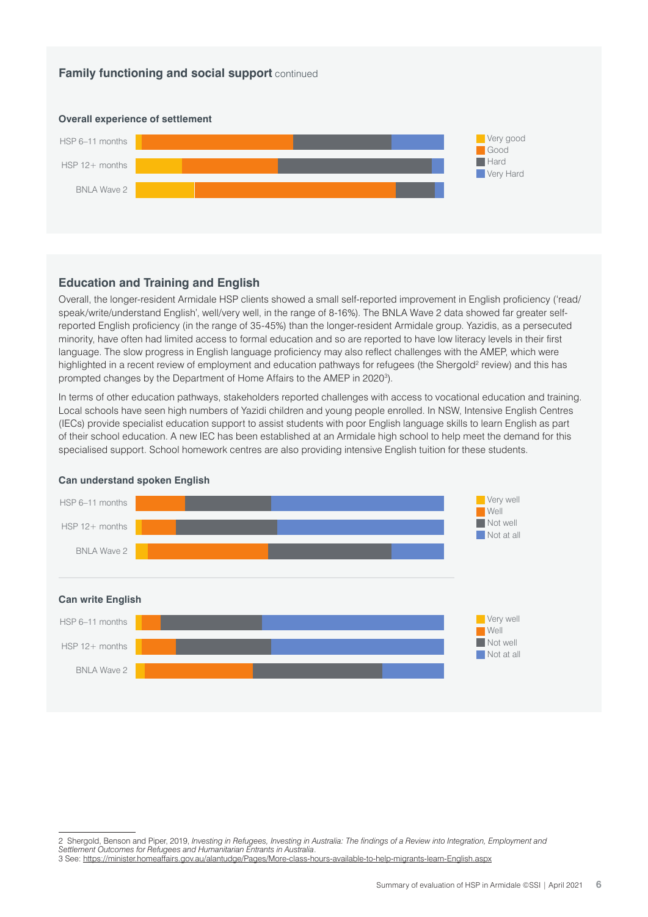## Family functioning and social support continued

**Overall experience of settlement**

HSP 6–11 months

HSP 12+ months

BNLA Wave 2

Very good
Good
Hard
Very Hard

## Education and Training and English

Overall, the longer-resident Armidale HSP clients showed a small self-reported improvement in English proficiency ('read/speak/write/understand English', well/very well, in the range of 8-16%). The BNLA Wave 2 data showed far greater self-reported English proficiency (in the range of 35-45%) than the longer-resident Armidale group. Yazidis, as a persecuted minority, have often had limited access to formal education and so are reported to have low literacy levels in their first language. The slow progress in English language proficiency may also reflect challenges with the AMEP, which were highlighted in a recent review of employment and education pathways for refugees (the Shergold[2] review) and this has prompted changes by the Department of Home Affairs to the AMEP in 2020[3]).

In terms of other education pathways, stakeholders reported challenges with access to vocational education and training. Local schools have seen high numbers of Yazidi children and young people enrolled. In NSW, Intensive English Centres (IECs) provide specialist education support to assist students with poor English language skills to learn English as part of their school education. A new IEC has been established at an Armidale high school to help meet the demand for this specialised support. School homework centres are also providing intensive English tuition for these students.

**Can understand spoken English**

HSP 6–11 months

HSP 12+ months

BNLA Wave 2

Very well
Well
Not well
Not at all

**Can write English**

HSP 6–11 months

HSP 12+ months

BNLA Wave 2

Very well
Well
Not well
Not at all

2 Shergold, Benson and Piper, 2019, *Investing in Refugees, Investing in Australia: The findings of a Review into Integration, Employment and Settlement Outcomes for Refugees and Humanitarian Entrants in Australia*.

3 See: https://minister.homeaffairs.gov.au/alantudge/Pages/More-class-hours-available-to-help-migrants-learn-English.aspx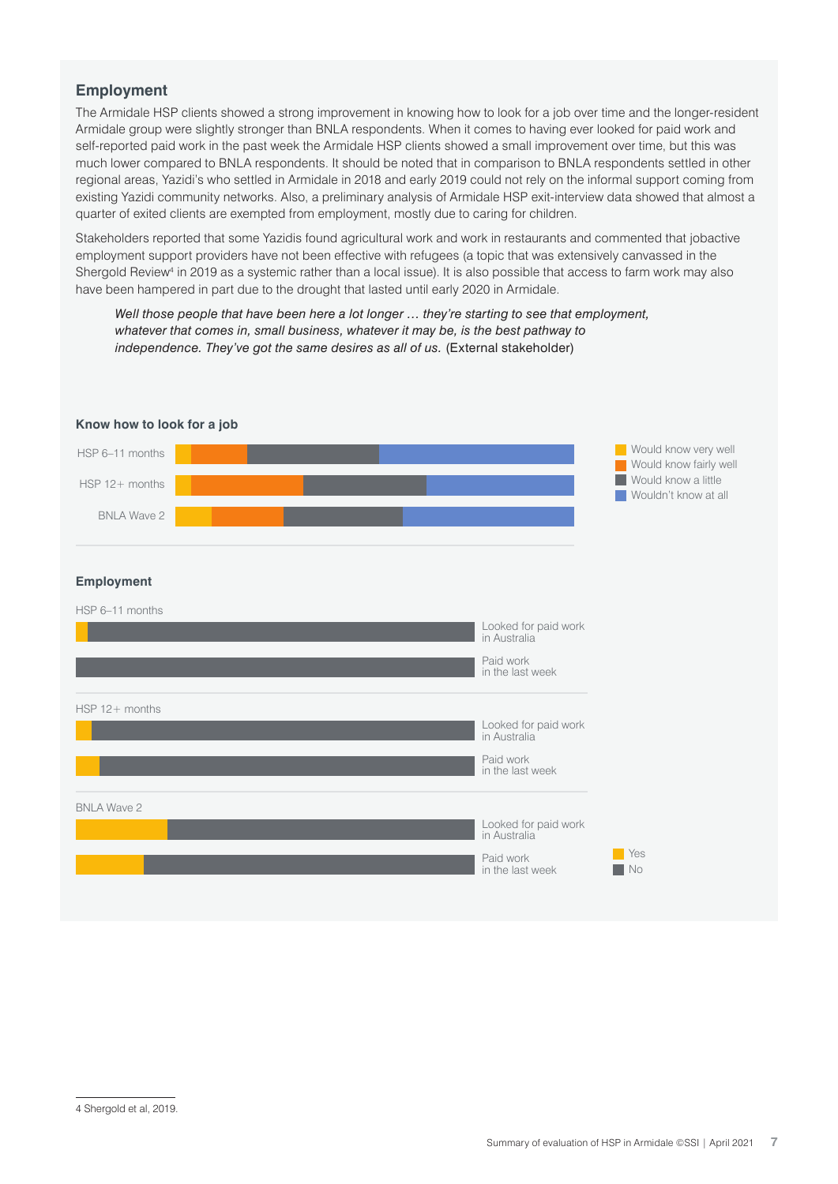## Employment

The Armidale HSP clients showed a strong improvement in knowing how to look for a job over time and the longer-resident Armidale group were slightly stronger than BNLA respondents. When it comes to having ever looked for paid work and self-reported paid work in the past week the Armidale HSP clients showed a small improvement over time, but this was much lower compared to BNLA respondents. It should be noted that in comparison to BNLA respondents settled in other regional areas, Yazidi's who settled in Armidale in 2018 and early 2019 could not rely on the informal support coming from existing Yazidi community networks. Also, a preliminary analysis of Armidale HSP exit-interview data showed that almost a quarter of exited clients are exempted from employment, mostly due to caring for children.

Stakeholders reported that some Yazidis found agricultural work and work in restaurants and commented that jobactive employment support providers have not been effective with refugees (a topic that was extensively canvassed in the Shergold Review[4] in 2019 as a systemic rather than a local issue). It is also possible that access to farm work may also have been hampered in part due to the drought that lasted until early 2020 in Armidale.

> *Well those people that have been here a lot longer … they're starting to see that employment, whatever that comes in, small business, whatever it may be, is the best pathway to independence. They've got the same desires as all of us.* (External stakeholder)

**Know how to look for a job**

Groups: HSP 6–11 months; HSP 12+ months; BNLA Wave 2

Legend: Would know very well; Would know fairly well; Would know a little; Wouldn't know at all

**Employment**

HSP 6–11 months
- Looked for paid work in Australia
- Paid work in the last week

HSP 12+ months
- Looked for paid work in Australia
- Paid work in the last week

BNLA Wave 2
- Looked for paid work in Australia
- Paid work in the last week

Legend: Yes; No

---

4 Shergold et al, 2019.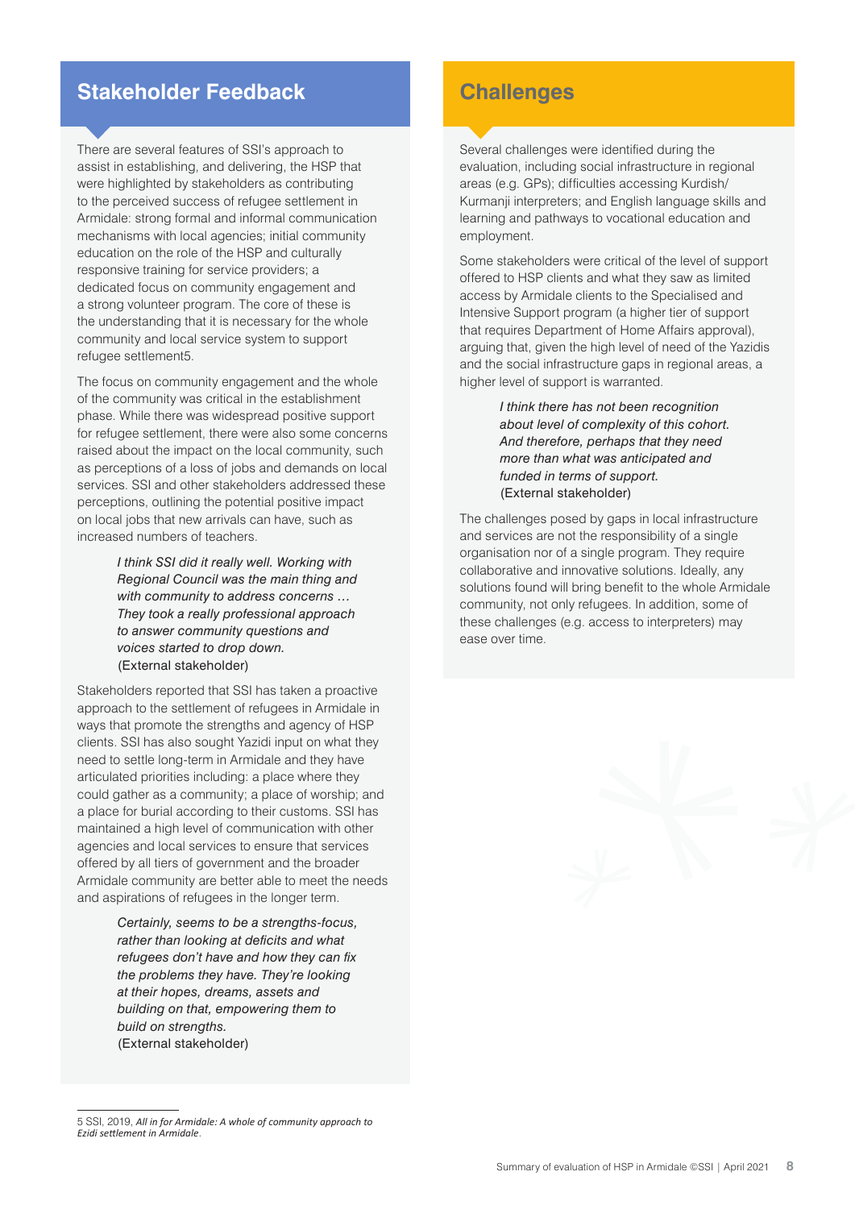## Stakeholder Feedback

There are several features of SSI's approach to assist in establishing, and delivering, the HSP that were highlighted by stakeholders as contributing to the perceived success of refugee settlement in Armidale: strong formal and informal communication mechanisms with local agencies; initial community education on the role of the HSP and culturally responsive training for service providers; a dedicated focus on community engagement and a strong volunteer program. The core of these is the understanding that it is necessary for the whole community and local service system to support refugee settlement[5].

The focus on community engagement and the whole of the community was critical in the establishment phase. While there was widespread positive support for refugee settlement, there were also some concerns raised about the impact on the local community, such as perceptions of a loss of jobs and demands on local services. SSI and other stakeholders addressed these perceptions, outlining the potential positive impact on local jobs that new arrivals can have, such as increased numbers of teachers.

> *I think SSI did it really well. Working with Regional Council was the main thing and with community to address concerns … They took a really professional approach to answer community questions and voices started to drop down.*
> (External stakeholder)

Stakeholders reported that SSI has taken a proactive approach to the settlement of refugees in Armidale in ways that promote the strengths and agency of HSP clients. SSI has also sought Yazidi input on what they need to settle long-term in Armidale and they have articulated priorities including: a place where they could gather as a community; a place of worship; and a place for burial according to their customs. SSI has maintained a high level of communication with other agencies and local services to ensure that services offered by all tiers of government and the broader Armidale community are better able to meet the needs and aspirations of refugees in the longer term.

> *Certainly, seems to be a strengths-focus, rather than looking at deficits and what refugees don't have and how they can fix the problems they have. They're looking at their hopes, dreams, assets and building on that, empowering them to build on strengths.*
> (External stakeholder)

## Challenges

Several challenges were identified during the evaluation, including social infrastructure in regional areas (e.g. GPs); difficulties accessing Kurdish/Kurmanji interpreters; and English language skills and learning and pathways to vocational education and employment.

Some stakeholders were critical of the level of support offered to HSP clients and what they saw as limited access by Armidale clients to the Specialised and Intensive Support program (a higher tier of support that requires Department of Home Affairs approval), arguing that, given the high level of need of the Yazidis and the social infrastructure gaps in regional areas, a higher level of support is warranted.

> *I think there has not been recognition about level of complexity of this cohort. And therefore, perhaps that they need more than what was anticipated and funded in terms of support.*
> (External stakeholder)

The challenges posed by gaps in local infrastructure and services are not the responsibility of a single organisation nor of a single program. They require collaborative and innovative solutions. Ideally, any solutions found will bring benefit to the whole Armidale community, not only refugees. In addition, some of these challenges (e.g. access to interpreters) may ease over time.

---

5 SSI, 2019, *All in for Armidale: A whole of community approach to Ezidi settlement in Armidale*.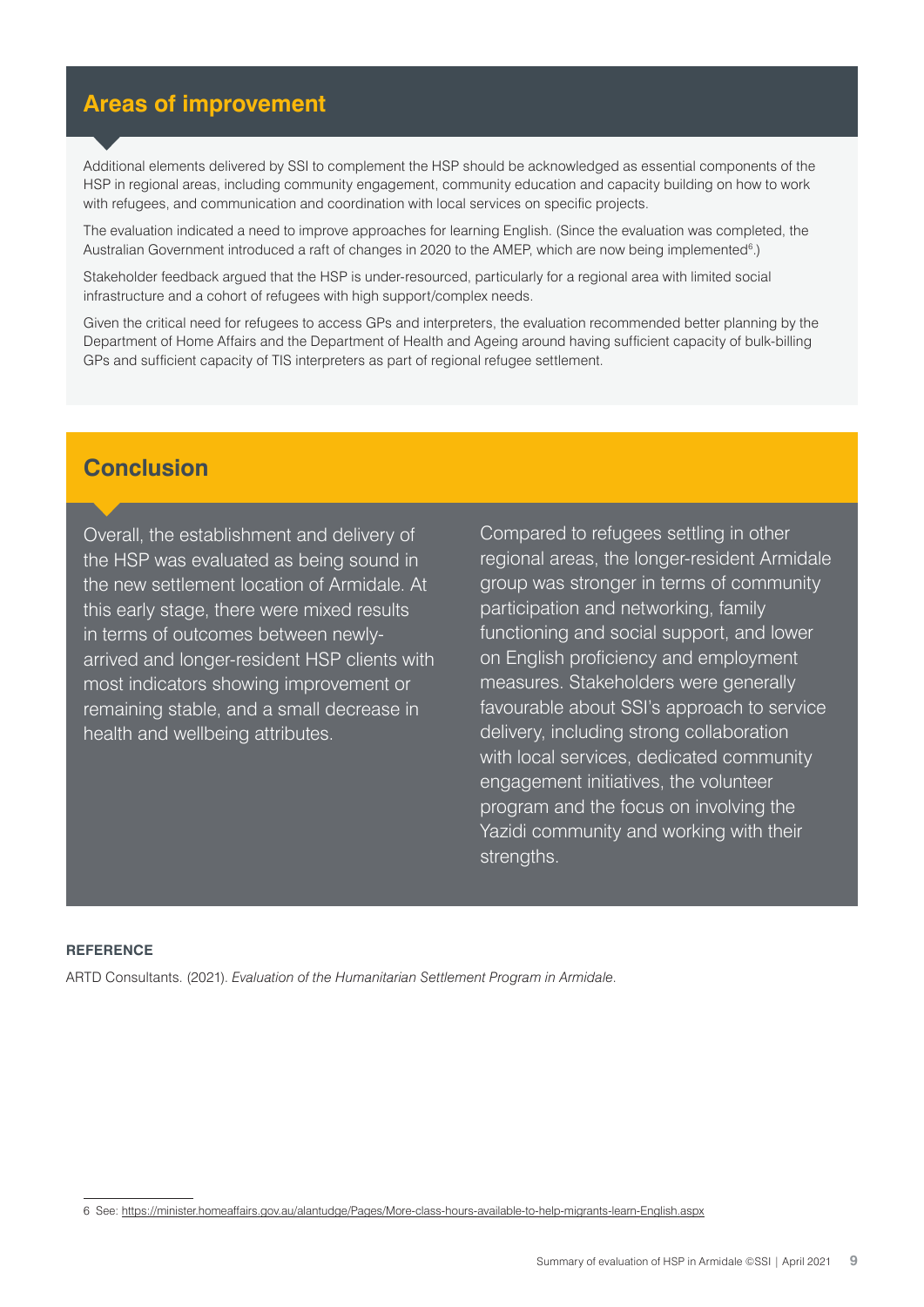## Areas of improvement

Additional elements delivered by SSI to complement the HSP should be acknowledged as essential components of the HSP in regional areas, including community engagement, community education and capacity building on how to work with refugees, and communication and coordination with local services on specific projects.

The evaluation indicated a need to improve approaches for learning English. (Since the evaluation was completed, the Australian Government introduced a raft of changes in 2020 to the AMEP, which are now being implemented[6].)

Stakeholder feedback argued that the HSP is under-resourced, particularly for a regional area with limited social infrastructure and a cohort of refugees with high support/complex needs.

Given the critical need for refugees to access GPs and interpreters, the evaluation recommended better planning by the Department of Home Affairs and the Department of Health and Ageing around having sufficient capacity of bulk-billing GPs and sufficient capacity of TIS interpreters as part of regional refugee settlement.

## Conclusion

Overall, the establishment and delivery of the HSP was evaluated as being sound in the new settlement location of Armidale. At this early stage, there were mixed results in terms of outcomes between newly-arrived and longer-resident HSP clients with most indicators showing improvement or remaining stable, and a small decrease in health and wellbeing attributes.

Compared to refugees settling in other regional areas, the longer-resident Armidale group was stronger in terms of community participation and networking, family functioning and social support, and lower on English proficiency and employment measures. Stakeholders were generally favourable about SSI's approach to service delivery, including strong collaboration with local services, dedicated community engagement initiatives, the volunteer program and the focus on involving the Yazidi community and working with their strengths.

**REFERENCE**

ARTD Consultants. (2021). *Evaluation of the Humanitarian Settlement Program in Armidale.*

6 See: https://minister.homeaffairs.gov.au/alantudge/Pages/More-class-hours-available-to-help-migrants-learn-English.aspx